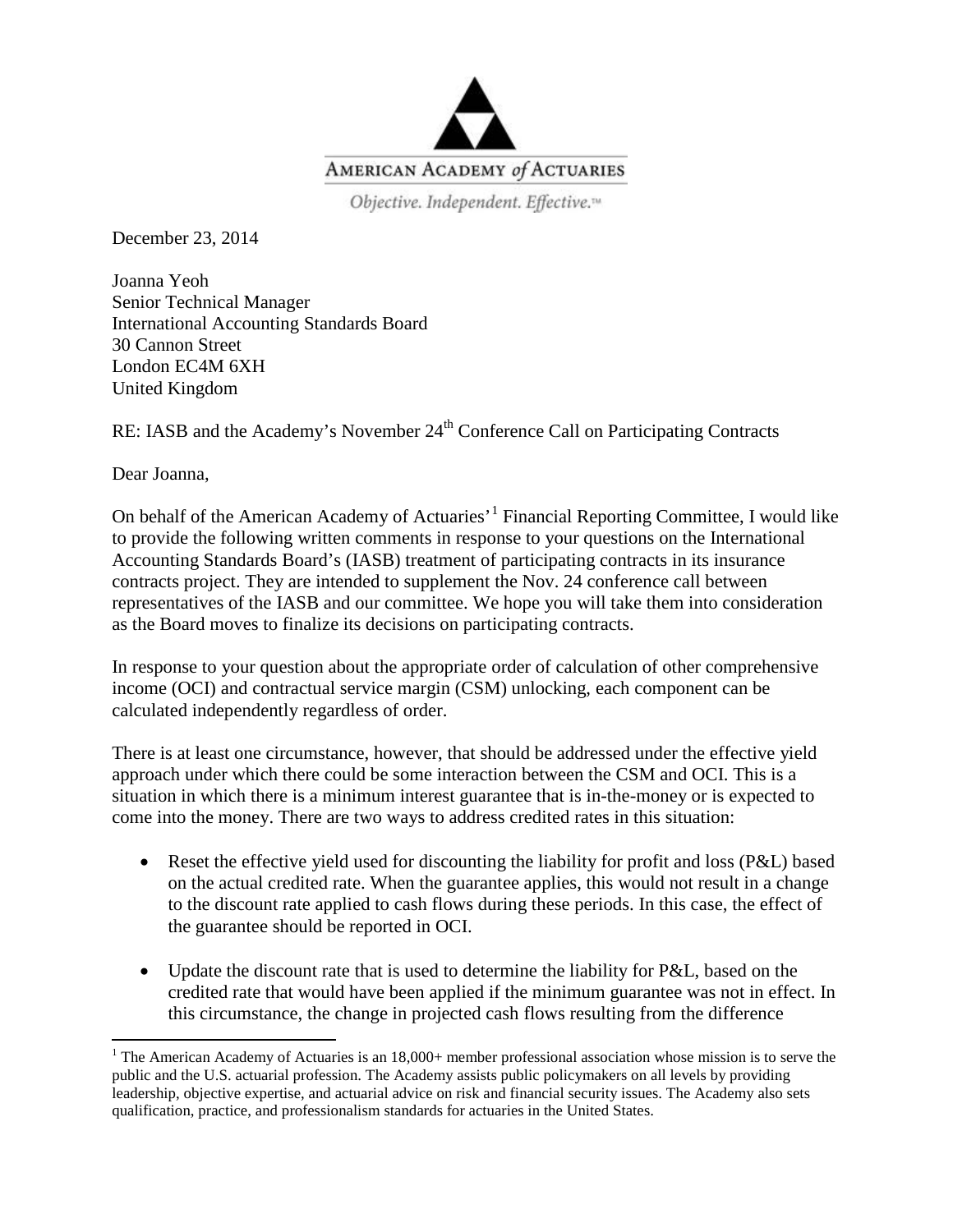AMERICAN ACADEMY *of* ACTUARIES

*Objective. Independent. Effective.™*

December 23, 2014

Joanna Yeoh
Senior Technical Manager
International Accounting Standards Board
30 Cannon Street
London EC4M 6XH
United Kingdom

RE: IASB and the Academy's November 24th Conference Call on Participating Contracts

Dear Joanna,

On behalf of the American Academy of Actuaries'[1] Financial Reporting Committee, I would like to provide the following written comments in response to your questions on the International Accounting Standards Board's (IASB) treatment of participating contracts in its insurance contracts project. They are intended to supplement the Nov. 24 conference call between representatives of the IASB and our committee. We hope you will take them into consideration as the Board moves to finalize its decisions on participating contracts.

In response to your question about the appropriate order of calculation of other comprehensive income (OCI) and contractual service margin (CSM) unlocking, each component can be calculated independently regardless of order.

There is at least one circumstance, however, that should be addressed under the effective yield approach under which there could be some interaction between the CSM and OCI. This is a situation in which there is a minimum interest guarantee that is in-the-money or is expected to come into the money. There are two ways to address credited rates in this situation:

- Reset the effective yield used for discounting the liability for profit and loss (P&L) based on the actual credited rate. When the guarantee applies, this would not result in a change to the discount rate applied to cash flows during these periods. In this case, the effect of the guarantee should be reported in OCI.
- Update the discount rate that is used to determine the liability for P&L, based on the credited rate that would have been applied if the minimum guarantee was not in effect. In this circumstance, the change in projected cash flows resulting from the difference

[1] The American Academy of Actuaries is an 18,000+ member professional association whose mission is to serve the public and the U.S. actuarial profession. The Academy assists public policymakers on all levels by providing leadership, objective expertise, and actuarial advice on risk and financial security issues. The Academy also sets qualification, practice, and professionalism standards for actuaries in the United States.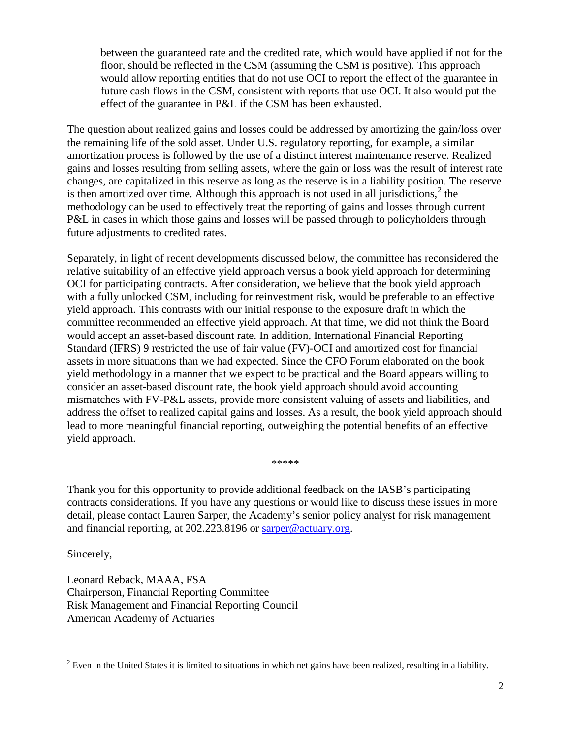between the guaranteed rate and the credited rate, which would have applied if not for the floor, should be reflected in the CSM (assuming the CSM is positive). This approach would allow reporting entities that do not use OCI to report the effect of the guarantee in future cash flows in the CSM, consistent with reports that use OCI. It also would put the effect of the guarantee in P&L if the CSM has been exhausted.

The question about realized gains and losses could be addressed by amortizing the gain/loss over the remaining life of the sold asset. Under U.S. regulatory reporting, for example, a similar amortization process is followed by the use of a distinct interest maintenance reserve. Realized gains and losses resulting from selling assets, where the gain or loss was the result of interest rate changes, are capitalized in this reserve as long as the reserve is in a liability position. The reserve is then amortized over time. Although this approach is not used in all jurisdictions,[2] the methodology can be used to effectively treat the reporting of gains and losses through current P&L in cases in which those gains and losses will be passed through to policyholders through future adjustments to credited rates.

Separately, in light of recent developments discussed below, the committee has reconsidered the relative suitability of an effective yield approach versus a book yield approach for determining OCI for participating contracts. After consideration, we believe that the book yield approach with a fully unlocked CSM, including for reinvestment risk, would be preferable to an effective yield approach. This contrasts with our initial response to the exposure draft in which the committee recommended an effective yield approach. At that time, we did not think the Board would accept an asset-based discount rate. In addition, International Financial Reporting Standard (IFRS) 9 restricted the use of fair value (FV)-OCI and amortized cost for financial assets in more situations than we had expected. Since the CFO Forum elaborated on the book yield methodology in a manner that we expect to be practical and the Board appears willing to consider an asset-based discount rate, the book yield approach should avoid accounting mismatches with FV-P&L assets, provide more consistent valuing of assets and liabilities, and address the offset to realized capital gains and losses. As a result, the book yield approach should lead to more meaningful financial reporting, outweighing the potential benefits of an effective yield approach.

*****

Thank you for this opportunity to provide additional feedback on the IASB's participating contracts considerations. If you have any questions or would like to discuss these issues in more detail, please contact Lauren Sarper, the Academy's senior policy analyst for risk management and financial reporting, at 202.223.8196 or sarper@actuary.org.

Sincerely,

Leonard Reback, MAAA, FSA
Chairperson, Financial Reporting Committee
Risk Management and Financial Reporting Council
American Academy of Actuaries

[2] Even in the United States it is limited to situations in which net gains have been realized, resulting in a liability.